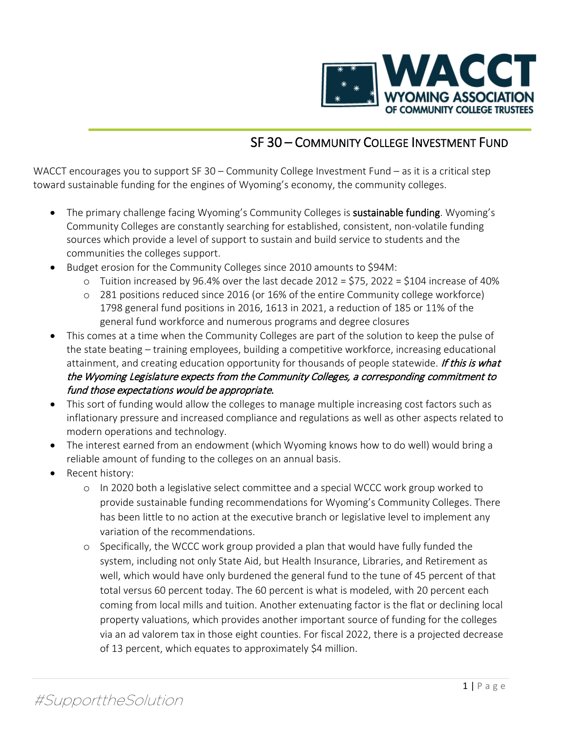WACCT

WYOMING ASSOCIATION OF COMMUNITY COLLEGE TRUSTEES

## SF 30 – COMMUNITY COLLEGE INVESTMENT FUND

WACCT encourages you to support SF 30 – Community College Investment Fund – as it is a critical step toward sustainable funding for the engines of Wyoming's economy, the community colleges.

- The primary challenge facing Wyoming's Community Colleges is **sustainable funding**. Wyoming's Community Colleges are constantly searching for established, consistent, non-volatile funding sources which provide a level of support to sustain and build service to students and the communities the colleges support.
- Budget erosion for the Community Colleges since 2010 amounts to $94M:
  - Tuition increased by 96.4% over the last decade 2012 = $75, 2022 = $104 increase of 40%
  - 281 positions reduced since 2016 (or 16% of the entire Community college workforce) 1798 general fund positions in 2016, 1613 in 2021, a reduction of 185 or 11% of the general fund workforce and numerous programs and degree closures
- This comes at a time when the Community Colleges are part of the solution to keep the pulse of the state beating – training employees, building a competitive workforce, increasing educational attainment, and creating education opportunity for thousands of people statewide. ***If this is what the Wyoming Legislature expects from the Community Colleges, a corresponding commitment to fund those expectations would be appropriate.***
- This sort of funding would allow the colleges to manage multiple increasing cost factors such as inflationary pressure and increased compliance and regulations as well as other aspects related to modern operations and technology.
- The interest earned from an endowment (which Wyoming knows how to do well) would bring a reliable amount of funding to the colleges on an annual basis.
- Recent history:
  - In 2020 both a legislative select committee and a special WCCC work group worked to provide sustainable funding recommendations for Wyoming's Community Colleges. There has been little to no action at the executive branch or legislative level to implement any variation of the recommendations.
  - Specifically, the WCCC work group provided a plan that would have fully funded the system, including not only State Aid, but Health Insurance, Libraries, and Retirement as well, which would have only burdened the general fund to the tune of 45 percent of that total versus 60 percent today. The 60 percent is what is modeled, with 20 percent each coming from local mills and tuition. Another extenuating factor is the flat or declining local property valuations, which provides another important source of funding for the colleges via an ad valorem tax in those eight counties. For fiscal 2022, there is a projected decrease of 13 percent, which equates to approximately $4 million.

*#SupporttheSolution*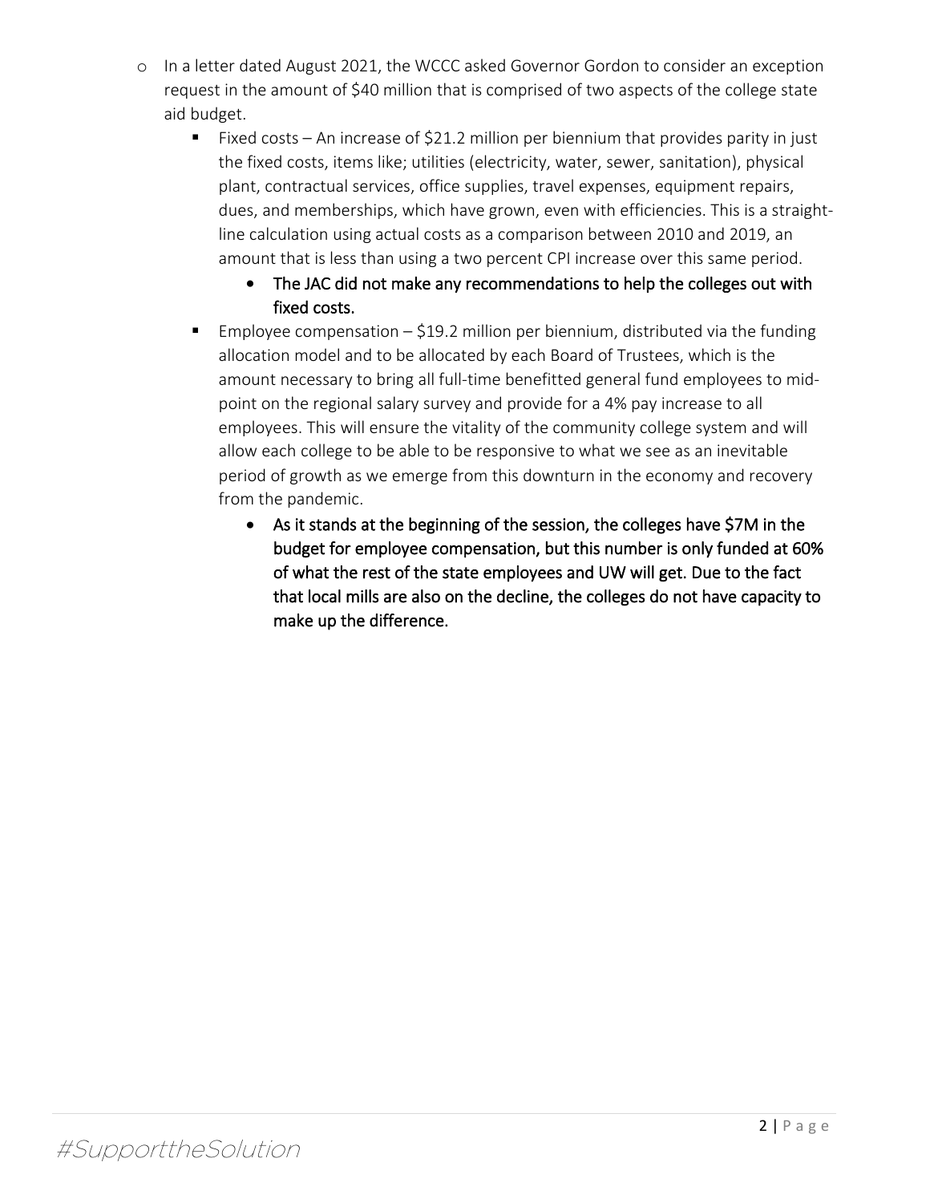- In a letter dated August 2021, the WCCC asked Governor Gordon to consider an exception request in the amount of $40 million that is comprised of two aspects of the college state aid budget.
  - Fixed costs – An increase of $21.2 million per biennium that provides parity in just the fixed costs, items like; utilities (electricity, water, sewer, sanitation), physical plant, contractual services, office supplies, travel expenses, equipment repairs, dues, and memberships, which have grown, even with efficiencies. This is a straight-line calculation using actual costs as a comparison between 2010 and 2019, an amount that is less than using a two percent CPI increase over this same period.
    - **The JAC did not make any recommendations to help the colleges out with fixed costs.**
  - Employee compensation – $19.2 million per biennium, distributed via the funding allocation model and to be allocated by each Board of Trustees, which is the amount necessary to bring all full-time benefitted general fund employees to mid-point on the regional salary survey and provide for a 4% pay increase to all employees. This will ensure the vitality of the community college system and will allow each college to be able to be responsive to what we see as an inevitable period of growth as we emerge from this downturn in the economy and recovery from the pandemic.
    - **As it stands at the beginning of the session, the colleges have $7M in the budget for employee compensation, but this number is only funded at 60% of what the rest of the state employees and UW will get. Due to the fact that local mills are also on the decline, the colleges do not have capacity to make up the difference.**

*#SupporttheSolution*